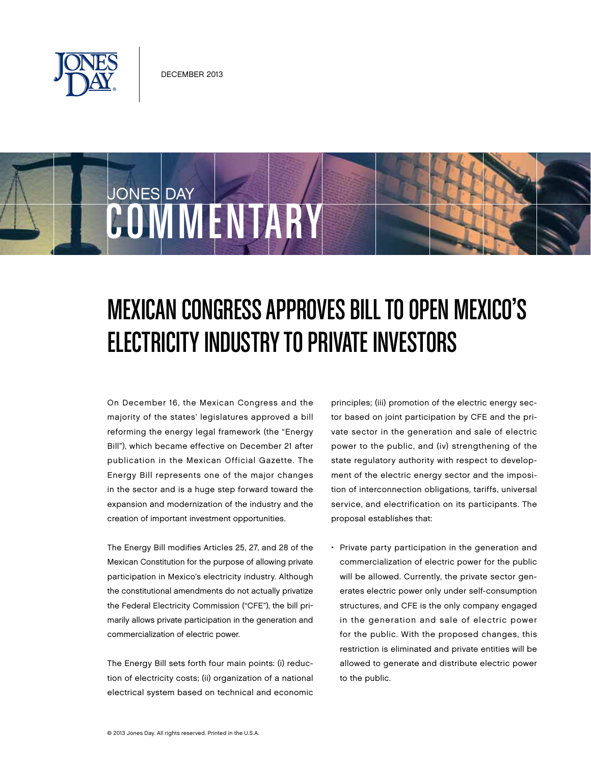DECEMBER 2013

JONES DAY COMMENTARY

# MEXICAN CONGRESS APPROVES BILL TO OPEN MEXICO'S ELECTRICITY INDUSTRY TO PRIVATE INVESTORS

On December 16, the Mexican Congress and the majority of the states' legislatures approved a bill reforming the energy legal framework (the "Energy Bill"), which became effective on December 21 after publication in the Mexican Official Gazette. The Energy Bill represents one of the major changes in the sector and is a huge step forward toward the expansion and modernization of the industry and the creation of important investment opportunities.

The Energy Bill modifies Articles 25, 27, and 28 of the Mexican Constitution for the purpose of allowing private participation in Mexico's electricity industry. Although the constitutional amendments do not actually privatize the Federal Electricity Commission ("CFE"), the bill primarily allows private participation in the generation and commercialization of electric power.

The Energy Bill sets forth four main points: (i) reduction of electricity costs; (ii) organization of a national electrical system based on technical and economic principles; (iii) promotion of the electric energy sector based on joint participation by CFE and the private sector in the generation and sale of electric power to the public, and (iv) strengthening of the state regulatory authority with respect to development of the electric energy sector and the imposition of interconnection obligations, tariffs, universal service, and electrification on its participants. The proposal establishes that:

- Private party participation in the generation and commercialization of electric power for the public will be allowed. Currently, the private sector generates electric power only under self-consumption structures, and CFE is the only company engaged in the generation and sale of electric power for the public. With the proposed changes, this restriction is eliminated and private entities will be allowed to generate and distribute electric power to the public.

© 2013 Jones Day. All rights reserved. Printed in the U.S.A.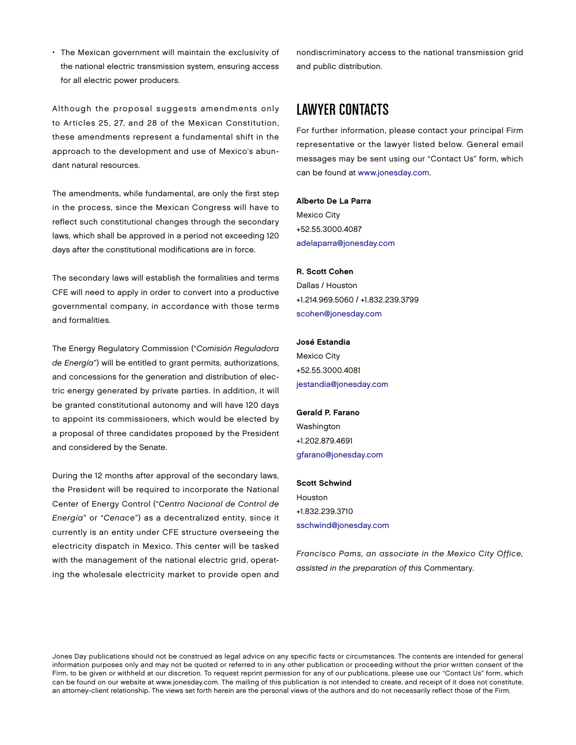- The Mexican government will maintain the exclusivity of the national electric transmission system, ensuring access for all electric power producers.

Although the proposal suggests amendments only to Articles 25, 27, and 28 of the Mexican Constitution, these amendments represent a fundamental shift in the approach to the development and use of Mexico's abundant natural resources.

The amendments, while fundamental, are only the first step in the process, since the Mexican Congress will have to reflect such constitutional changes through the secondary laws, which shall be approved in a period not exceeding 120 days after the constitutional modifications are in force.

The secondary laws will establish the formalities and terms CFE will need to apply in order to convert into a productive governmental company, in accordance with those terms and formalities.

The Energy Regulatory Commission ("*Comisión Reguladora de Energía*") will be entitled to grant permits, authorizations, and concessions for the generation and distribution of electric energy generated by private parties. In addition, it will be granted constitutional autonomy and will have 120 days to appoint its commissioners, which would be elected by a proposal of three candidates proposed by the President and considered by the Senate.

During the 12 months after approval of the secondary laws, the President will be required to incorporate the National Center of Energy Control ("*Centro Nacional de Control de Energía*" or "*Cenace*") as a decentralized entity, since it currently is an entity under CFE structure overseeing the electricity dispatch in Mexico. This center will be tasked with the management of the national electric grid, operating the wholesale electricity market to provide open and nondiscriminatory access to the national transmission grid and public distribution.

## LAWYER CONTACTS

For further information, please contact your principal Firm representative or the lawyer listed below. General email messages may be sent using our "Contact Us" form, which can be found at www.jonesday.com.

**Alberto De La Parra**
Mexico City
+52.55.3000.4087
adelaparra@jonesday.com

**R. Scott Cohen**
Dallas / Houston
+1.214.969.5060 / +1.832.239.3799
scohen@jonesday.com

**José Estandia**
Mexico City
+52.55.3000.4081
jestandia@jonesday.com

**Gerald P. Farano**
Washington
+1.202.879.4691
gfarano@jonesday.com

**Scott Schwind**
Houston
+1.832.239.3710
sschwind@jonesday.com

*Francisco Pams, an associate in the Mexico City Office, assisted in the preparation of this* Commentary.

Jones Day publications should not be construed as legal advice on any specific facts or circumstances. The contents are intended for general information purposes only and may not be quoted or referred to in any other publication or proceeding without the prior written consent of the Firm, to be given or withheld at our discretion. To request reprint permission for any of our publications, please use our "Contact Us" form, which can be found on our website at www.jonesday.com. The mailing of this publication is not intended to create, and receipt of it does not constitute, an attorney-client relationship. The views set forth herein are the personal views of the authors and do not necessarily reflect those of the Firm.